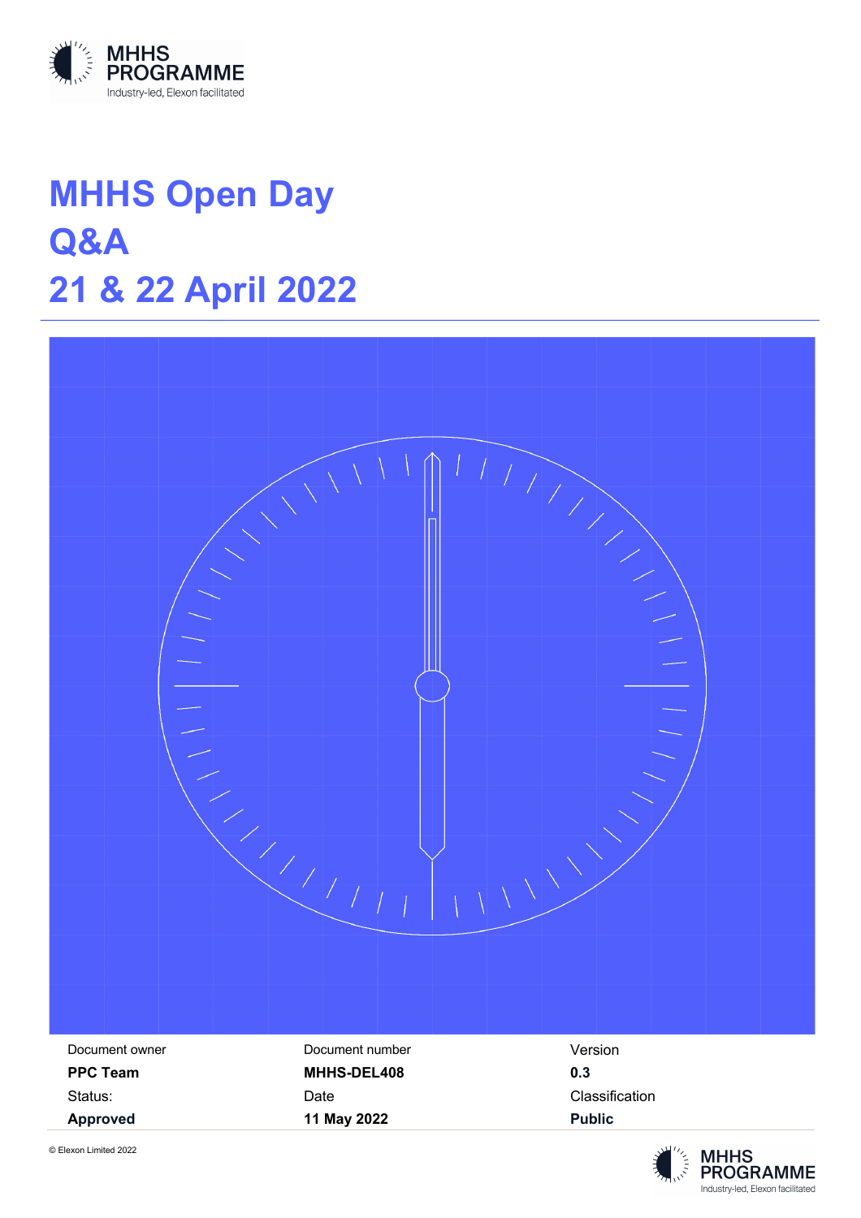MHHS PROGRAMME
Industry-led, Elexon facilitated

# MHHS Open Day
# Q&A
# 21 & 22 April 2022

| Document owner | Document number | Version |
| --- | --- | --- |
| **PPC Team** | **MHHS-DEL408** | **0.3** |
| Status: | Date | Classification |
| **Approved** | **11 May 2022** | **Public** |

© Elexon Limited 2022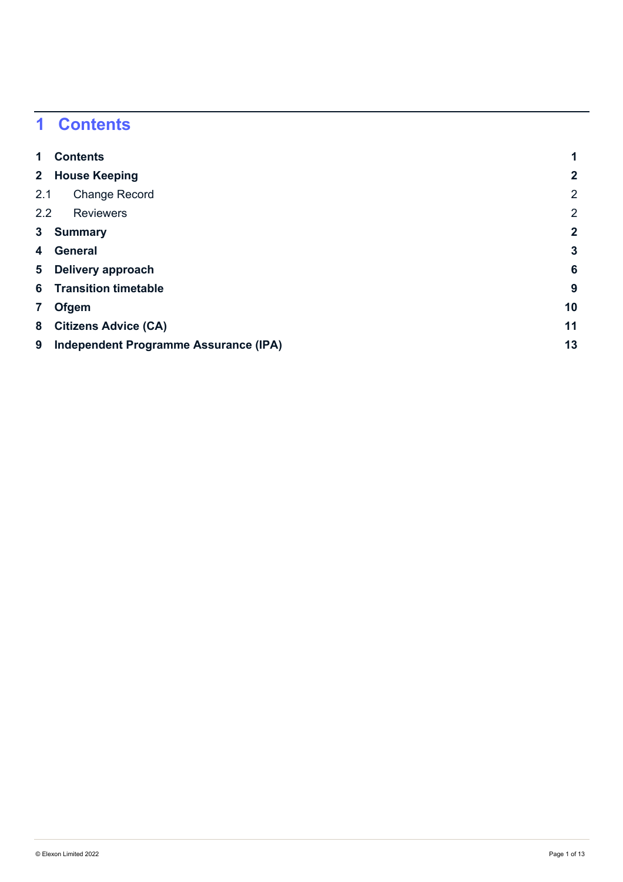# 1 Contents

| | | |
|---|---|---|
| **1** | **Contents** | **1** |
| **2** | **House Keeping** | **2** |
| 2.1 | Change Record | 2 |
| 2.2 | Reviewers | 2 |
| **3** | **Summary** | **2** |
| **4** | **General** | **3** |
| **5** | **Delivery approach** | **6** |
| **6** | **Transition timetable** | **9** |
| **7** | **Ofgem** | **10** |
| **8** | **Citizens Advice (CA)** | **11** |
| **9** | **Independent Programme Assurance (IPA)** | **13** |

© Elexon Limited 2022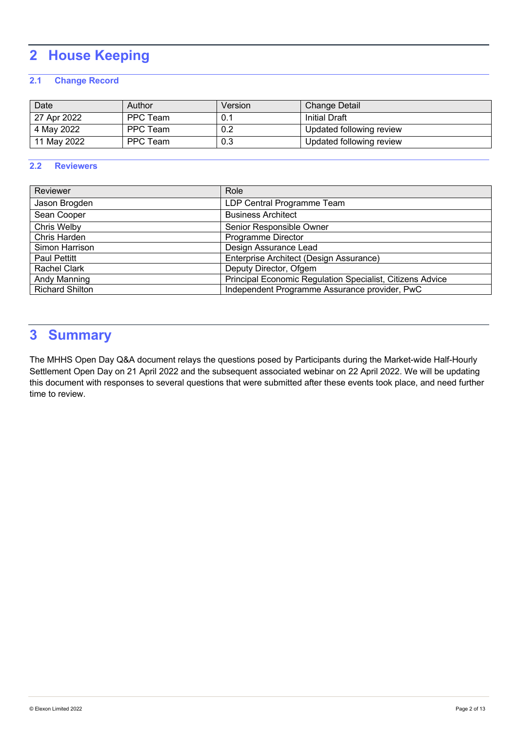# 2 House Keeping

## 2.1 Change Record

| Date | Author | Version | Change Detail |
|---|---|---|---|
| 27 Apr 2022 | PPC Team | 0.1 | Initial Draft |
| 4 May 2022 | PPC Team | 0.2 | Updated following review |
| 11 May 2022 | PPC Team | 0.3 | Updated following review |

## 2.2 Reviewers

| Reviewer | Role |
|---|---|
| Jason Brogden | LDP Central Programme Team |
| Sean Cooper | Business Architect |
| Chris Welby | Senior Responsible Owner |
| Chris Harden | Programme Director |
| Simon Harrison | Design Assurance Lead |
| Paul Pettitt | Enterprise Architect (Design Assurance) |
| Rachel Clark | Deputy Director, Ofgem |
| Andy Manning | Principal Economic Regulation Specialist, Citizens Advice |
| Richard Shilton | Independent Programme Assurance provider, PwC |

# 3 Summary

The MHHS Open Day Q&A document relays the questions posed by Participants during the Market-wide Half-Hourly Settlement Open Day on 21 April 2022 and the subsequent associated webinar on 22 April 2022. We will be updating this document with responses to several questions that were submitted after these events took place, and need further time to review.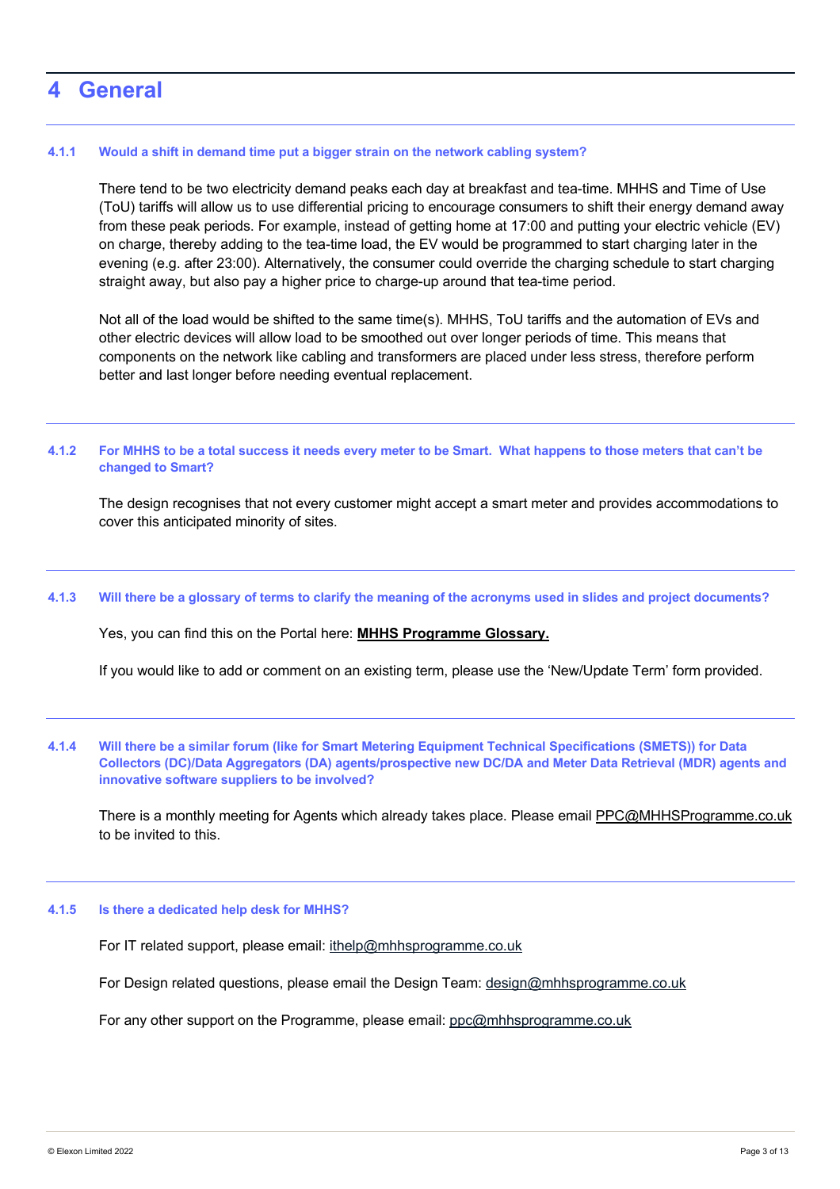# 4 General

### 4.1.1 Would a shift in demand time put a bigger strain on the network cabling system?

There tend to be two electricity demand peaks each day at breakfast and tea-time. MHHS and Time of Use (ToU) tariffs will allow us to use differential pricing to encourage consumers to shift their energy demand away from these peak periods. For example, instead of getting home at 17:00 and putting your electric vehicle (EV) on charge, thereby adding to the tea-time load, the EV would be programmed to start charging later in the evening (e.g. after 23:00). Alternatively, the consumer could override the charging schedule to start charging straight away, but also pay a higher price to charge-up around that tea-time period.

Not all of the load would be shifted to the same time(s). MHHS, ToU tariffs and the automation of EVs and other electric devices will allow load to be smoothed out over longer periods of time. This means that components on the network like cabling and transformers are placed under less stress, therefore perform better and last longer before needing eventual replacement.

### 4.1.2 For MHHS to be a total success it needs every meter to be Smart. What happens to those meters that can't be changed to Smart?

The design recognises that not every customer might accept a smart meter and provides accommodations to cover this anticipated minority of sites.

### 4.1.3 Will there be a glossary of terms to clarify the meaning of the acronyms used in slides and project documents?

Yes, you can find this on the Portal here: **MHHS Programme Glossary.**

If you would like to add or comment on an existing term, please use the 'New/Update Term' form provided.

### 4.1.4 Will there be a similar forum (like for Smart Metering Equipment Technical Specifications (SMETS)) for Data Collectors (DC)/Data Aggregators (DA) agents/prospective new DC/DA and Meter Data Retrieval (MDR) agents and innovative software suppliers to be involved?

There is a monthly meeting for Agents which already takes place. Please email PPC@MHHSProgramme.co.uk to be invited to this.

### 4.1.5 Is there a dedicated help desk for MHHS?

For IT related support, please email: ithelp@mhhsprogramme.co.uk

For Design related questions, please email the Design Team: design@mhhsprogramme.co.uk

For any other support on the Programme, please email: ppc@mhhsprogramme.co.uk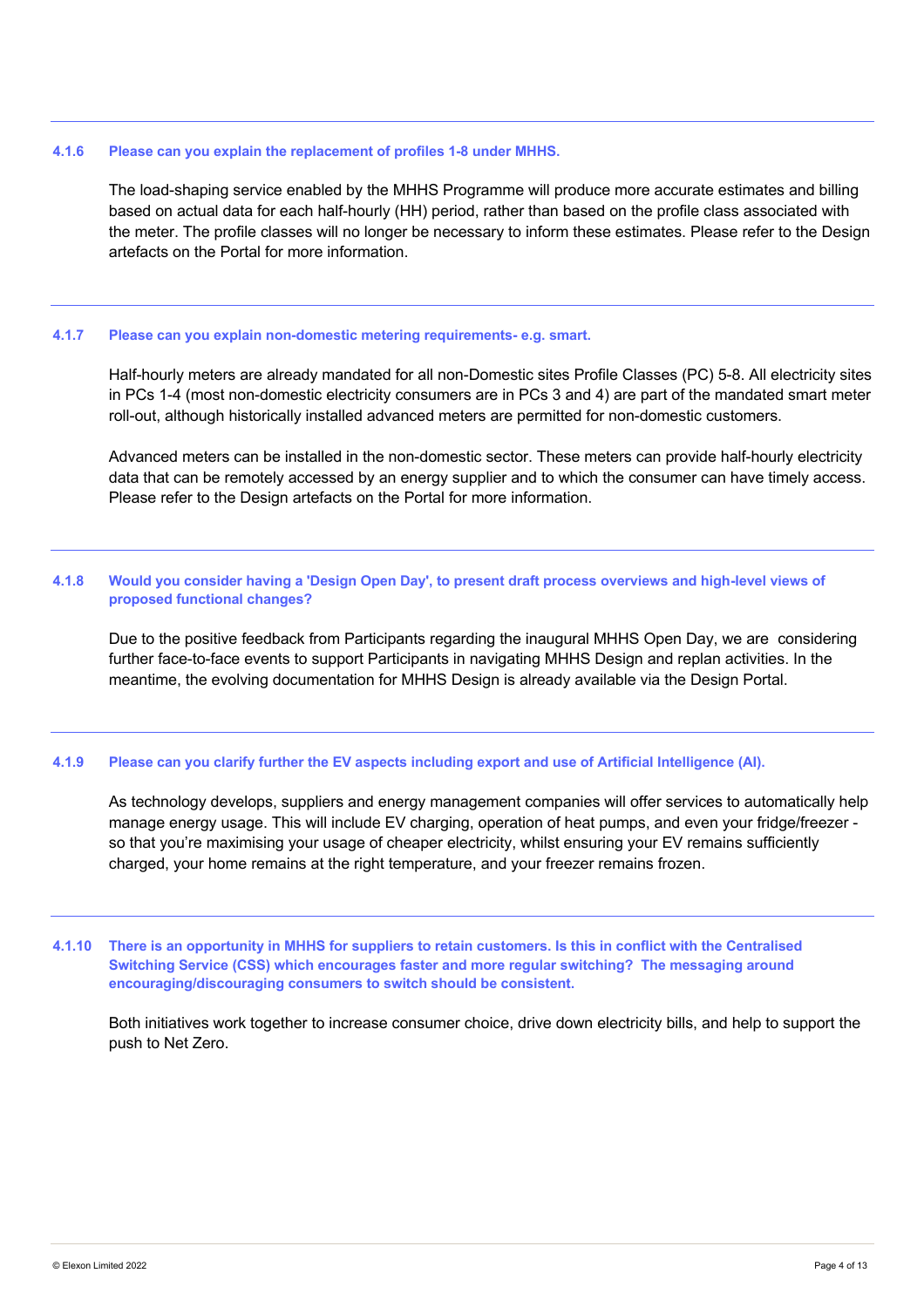#### 4.1.6 Please can you explain the replacement of profiles 1-8 under MHHS.

The load-shaping service enabled by the MHHS Programme will produce more accurate estimates and billing based on actual data for each half-hourly (HH) period, rather than based on the profile class associated with the meter. The profile classes will no longer be necessary to inform these estimates. Please refer to the Design artefacts on the Portal for more information.

#### 4.1.7 Please can you explain non-domestic metering requirements- e.g. smart.

Half-hourly meters are already mandated for all non-Domestic sites Profile Classes (PC) 5-8. All electricity sites in PCs 1-4 (most non-domestic electricity consumers are in PCs 3 and 4) are part of the mandated smart meter roll-out, although historically installed advanced meters are permitted for non-domestic customers.

Advanced meters can be installed in the non-domestic sector. These meters can provide half-hourly electricity data that can be remotely accessed by an energy supplier and to which the consumer can have timely access. Please refer to the Design artefacts on the Portal for more information.

#### 4.1.8 Would you consider having a 'Design Open Day', to present draft process overviews and high-level views of proposed functional changes?

Due to the positive feedback from Participants regarding the inaugural MHHS Open Day, we are considering further face-to-face events to support Participants in navigating MHHS Design and replan activities. In the meantime, the evolving documentation for MHHS Design is already available via the Design Portal.

#### 4.1.9 Please can you clarify further the EV aspects including export and use of Artificial Intelligence (AI).

As technology develops, suppliers and energy management companies will offer services to automatically help manage energy usage. This will include EV charging, operation of heat pumps, and even your fridge/freezer - so that you're maximising your usage of cheaper electricity, whilst ensuring your EV remains sufficiently charged, your home remains at the right temperature, and your freezer remains frozen.

#### 4.1.10 There is an opportunity in MHHS for suppliers to retain customers. Is this in conflict with the Centralised Switching Service (CSS) which encourages faster and more regular switching? The messaging around encouraging/discouraging consumers to switch should be consistent.

Both initiatives work together to increase consumer choice, drive down electricity bills, and help to support the push to Net Zero.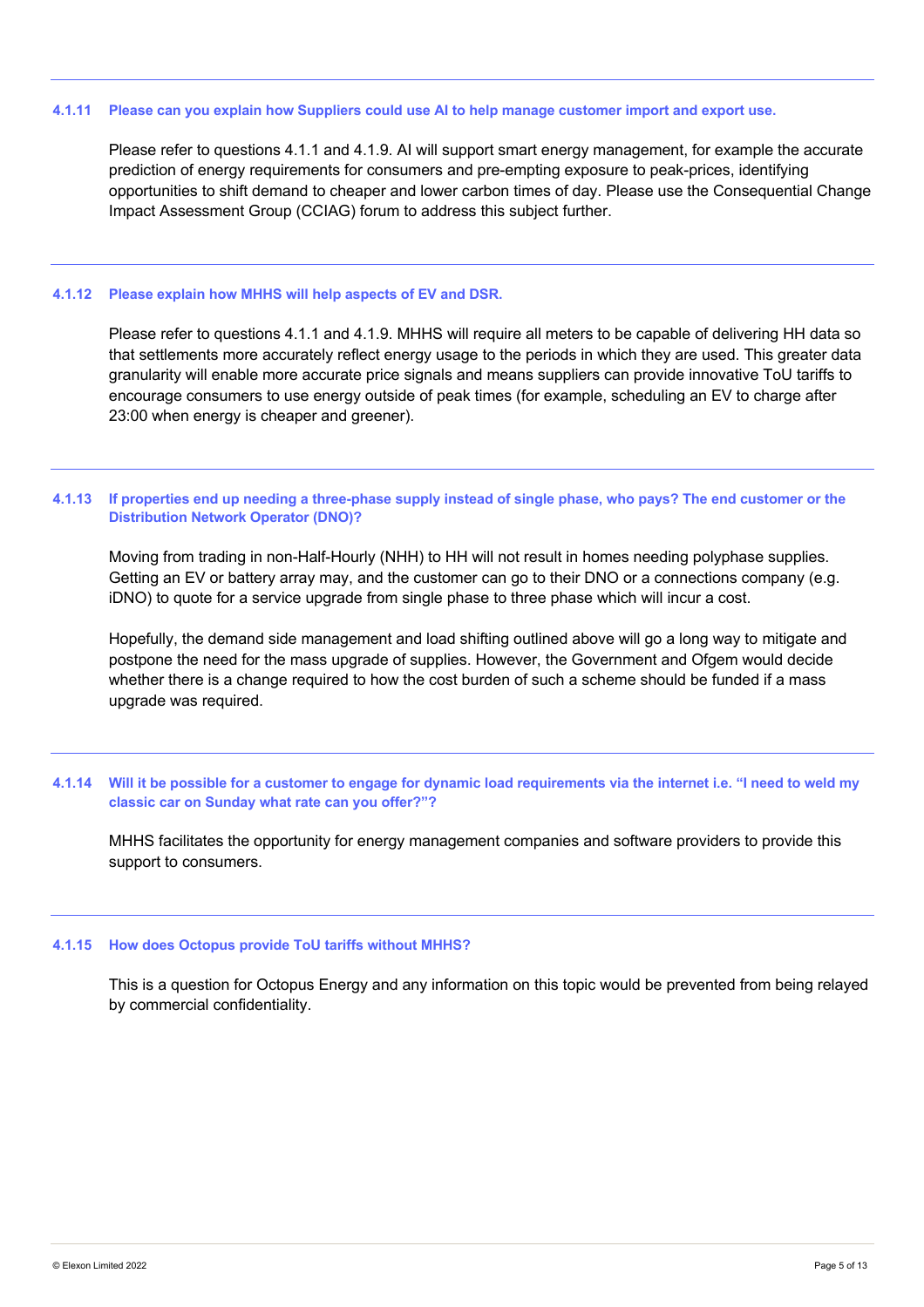#### 4.1.11 Please can you explain how Suppliers could use AI to help manage customer import and export use.

Please refer to questions 4.1.1 and 4.1.9. AI will support smart energy management, for example the accurate prediction of energy requirements for consumers and pre-empting exposure to peak-prices, identifying opportunities to shift demand to cheaper and lower carbon times of day. Please use the Consequential Change Impact Assessment Group (CCIAG) forum to address this subject further.

#### 4.1.12 Please explain how MHHS will help aspects of EV and DSR.

Please refer to questions 4.1.1 and 4.1.9. MHHS will require all meters to be capable of delivering HH data so that settlements more accurately reflect energy usage to the periods in which they are used. This greater data granularity will enable more accurate price signals and means suppliers can provide innovative ToU tariffs to encourage consumers to use energy outside of peak times (for example, scheduling an EV to charge after 23:00 when energy is cheaper and greener).

#### 4.1.13 If properties end up needing a three-phase supply instead of single phase, who pays? The end customer or the Distribution Network Operator (DNO)?

Moving from trading in non-Half-Hourly (NHH) to HH will not result in homes needing polyphase supplies. Getting an EV or battery array may, and the customer can go to their DNO or a connections company (e.g. iDNO) to quote for a service upgrade from single phase to three phase which will incur a cost.

Hopefully, the demand side management and load shifting outlined above will go a long way to mitigate and postpone the need for the mass upgrade of supplies. However, the Government and Ofgem would decide whether there is a change required to how the cost burden of such a scheme should be funded if a mass upgrade was required.

#### 4.1.14 Will it be possible for a customer to engage for dynamic load requirements via the internet i.e. "I need to weld my classic car on Sunday what rate can you offer?"?

MHHS facilitates the opportunity for energy management companies and software providers to provide this support to consumers.

#### 4.1.15 How does Octopus provide ToU tariffs without MHHS?

This is a question for Octopus Energy and any information on this topic would be prevented from being relayed by commercial confidentiality.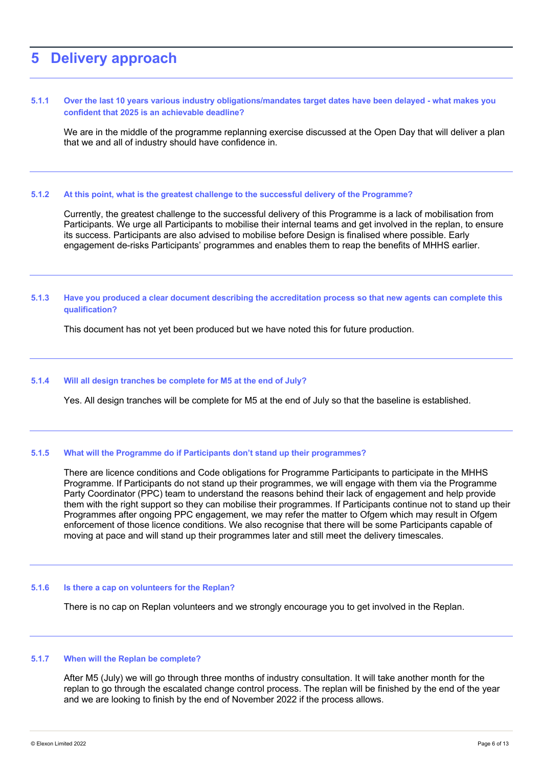# 5 Delivery approach

### 5.1.1 Over the last 10 years various industry obligations/mandates target dates have been delayed - what makes you confident that 2025 is an achievable deadline?

We are in the middle of the programme replanning exercise discussed at the Open Day that will deliver a plan that we and all of industry should have confidence in.

### 5.1.2 At this point, what is the greatest challenge to the successful delivery of the Programme?

Currently, the greatest challenge to the successful delivery of this Programme is a lack of mobilisation from Participants. We urge all Participants to mobilise their internal teams and get involved in the replan, to ensure its success. Participants are also advised to mobilise before Design is finalised where possible. Early engagement de-risks Participants' programmes and enables them to reap the benefits of MHHS earlier.

### 5.1.3 Have you produced a clear document describing the accreditation process so that new agents can complete this qualification?

This document has not yet been produced but we have noted this for future production.

### 5.1.4 Will all design tranches be complete for M5 at the end of July?

Yes. All design tranches will be complete for M5 at the end of July so that the baseline is established.

### 5.1.5 What will the Programme do if Participants don't stand up their programmes?

There are licence conditions and Code obligations for Programme Participants to participate in the MHHS Programme. If Participants do not stand up their programmes, we will engage with them via the Programme Party Coordinator (PPC) team to understand the reasons behind their lack of engagement and help provide them with the right support so they can mobilise their programmes. If Participants continue not to stand up their Programmes after ongoing PPC engagement, we may refer the matter to Ofgem which may result in Ofgem enforcement of those licence conditions. We also recognise that there will be some Participants capable of moving at pace and will stand up their programmes later and still meet the delivery timescales.

### 5.1.6 Is there a cap on volunteers for the Replan?

There is no cap on Replan volunteers and we strongly encourage you to get involved in the Replan.

### 5.1.7 When will the Replan be complete?

After M5 (July) we will go through three months of industry consultation. It will take another month for the replan to go through the escalated change control process. The replan will be finished by the end of the year and we are looking to finish by the end of November 2022 if the process allows.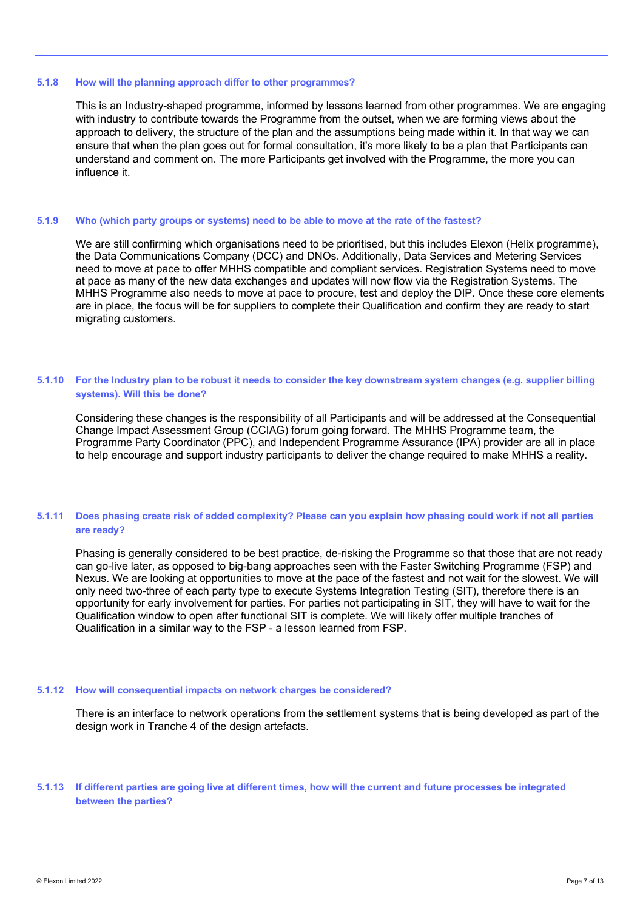#### 5.1.8 How will the planning approach differ to other programmes?

This is an Industry-shaped programme, informed by lessons learned from other programmes. We are engaging with industry to contribute towards the Programme from the outset, when we are forming views about the approach to delivery, the structure of the plan and the assumptions being made within it. In that way we can ensure that when the plan goes out for formal consultation, it's more likely to be a plan that Participants can understand and comment on. The more Participants get involved with the Programme, the more you can influence it.

#### 5.1.9 Who (which party groups or systems) need to be able to move at the rate of the fastest?

We are still confirming which organisations need to be prioritised, but this includes Elexon (Helix programme), the Data Communications Company (DCC) and DNOs. Additionally, Data Services and Metering Services need to move at pace to offer MHHS compatible and compliant services. Registration Systems need to move at pace as many of the new data exchanges and updates will now flow via the Registration Systems. The MHHS Programme also needs to move at pace to procure, test and deploy the DIP. Once these core elements are in place, the focus will be for suppliers to complete their Qualification and confirm they are ready to start migrating customers.

#### 5.1.10 For the Industry plan to be robust it needs to consider the key downstream system changes (e.g. supplier billing systems). Will this be done?

Considering these changes is the responsibility of all Participants and will be addressed at the Consequential Change Impact Assessment Group (CCIAG) forum going forward. The MHHS Programme team, the Programme Party Coordinator (PPC), and Independent Programme Assurance (IPA) provider are all in place to help encourage and support industry participants to deliver the change required to make MHHS a reality.

#### 5.1.11 Does phasing create risk of added complexity? Please can you explain how phasing could work if not all parties are ready?

Phasing is generally considered to be best practice, de-risking the Programme so that those that are not ready can go-live later, as opposed to big-bang approaches seen with the Faster Switching Programme (FSP) and Nexus. We are looking at opportunities to move at the pace of the fastest and not wait for the slowest. We will only need two-three of each party type to execute Systems Integration Testing (SIT), therefore there is an opportunity for early involvement for parties. For parties not participating in SIT, they will have to wait for the Qualification window to open after functional SIT is complete. We will likely offer multiple tranches of Qualification in a similar way to the FSP - a lesson learned from FSP.

#### 5.1.12 How will consequential impacts on network charges be considered?

There is an interface to network operations from the settlement systems that is being developed as part of the design work in Tranche 4 of the design artefacts.

#### 5.1.13 If different parties are going live at different times, how will the current and future processes be integrated between the parties?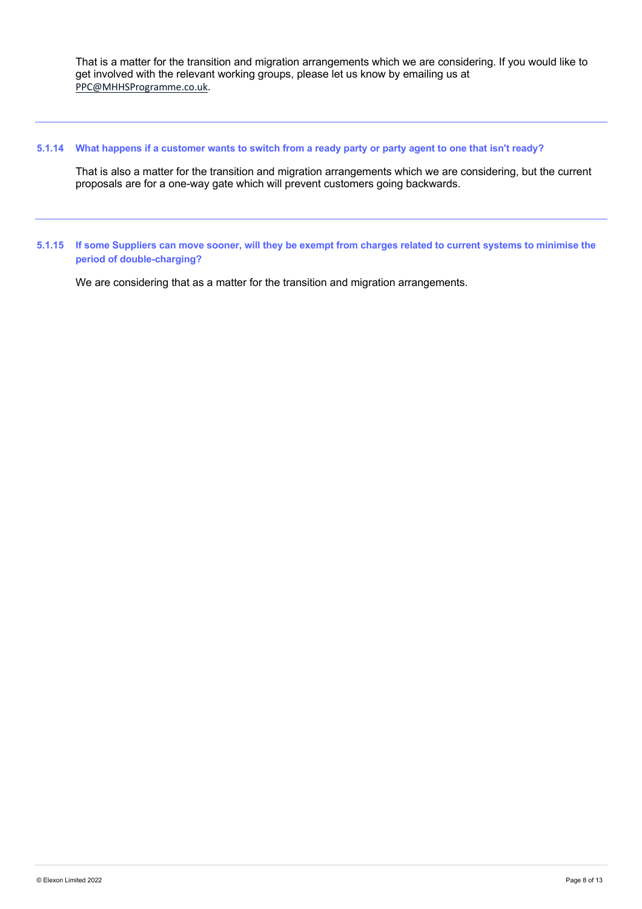That is a matter for the transition and migration arrangements which we are considering. If you would like to get involved with the relevant working groups, please let us know by emailing us at PPC@MHHSProgramme.co.uk.

---

#### 5.1.14 What happens if a customer wants to switch from a ready party or party agent to one that isn't ready?

That is also a matter for the transition and migration arrangements which we are considering, but the current proposals are for a one-way gate which will prevent customers going backwards.

---

#### 5.1.15 If some Suppliers can move sooner, will they be exempt from charges related to current systems to minimise the period of double-charging?

We are considering that as a matter for the transition and migration arrangements.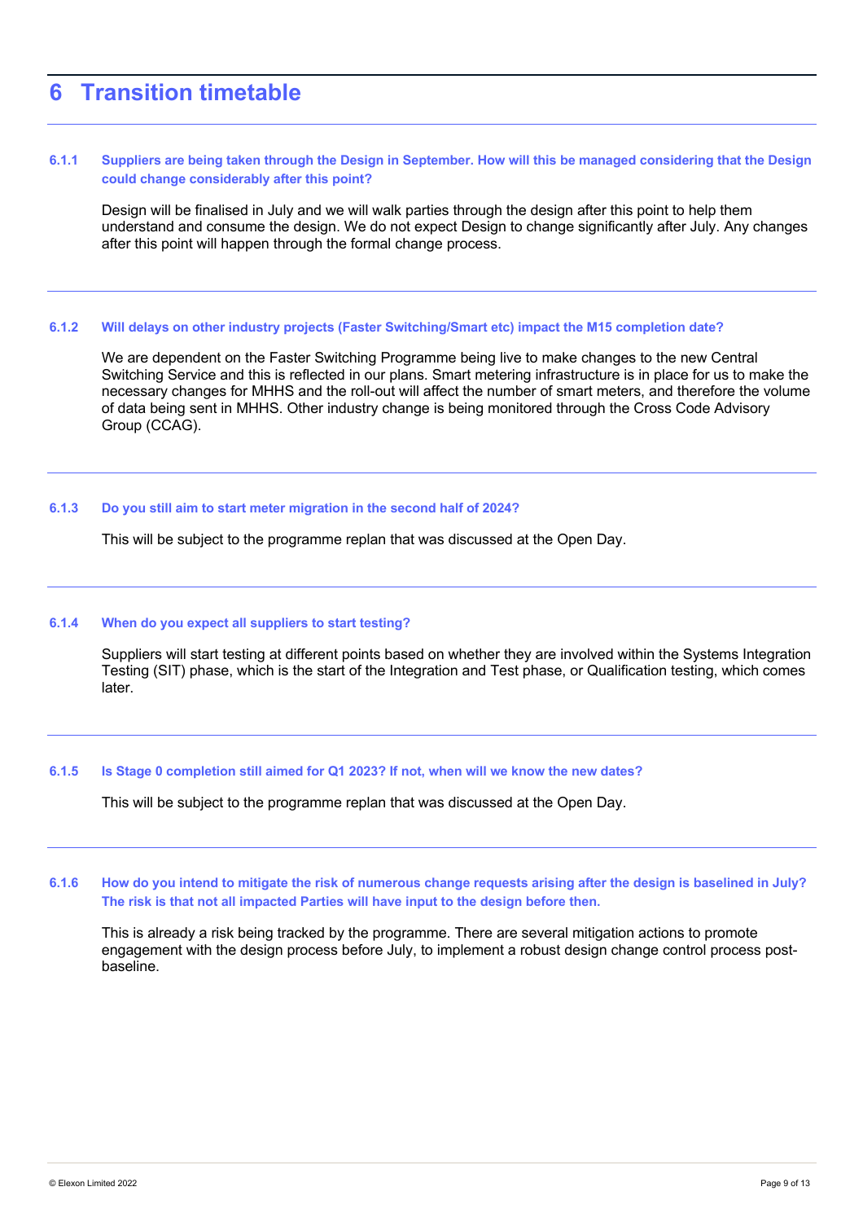# 6 Transition timetable

### 6.1.1 Suppliers are being taken through the Design in September. How will this be managed considering that the Design could change considerably after this point?

Design will be finalised in July and we will walk parties through the design after this point to help them understand and consume the design. We do not expect Design to change significantly after July. Any changes after this point will happen through the formal change process.

### 6.1.2 Will delays on other industry projects (Faster Switching/Smart etc) impact the M15 completion date?

We are dependent on the Faster Switching Programme being live to make changes to the new Central Switching Service and this is reflected in our plans. Smart metering infrastructure is in place for us to make the necessary changes for MHHS and the roll-out will affect the number of smart meters, and therefore the volume of data being sent in MHHS. Other industry change is being monitored through the Cross Code Advisory Group (CCAG).

### 6.1.3 Do you still aim to start meter migration in the second half of 2024?

This will be subject to the programme replan that was discussed at the Open Day.

### 6.1.4 When do you expect all suppliers to start testing?

Suppliers will start testing at different points based on whether they are involved within the Systems Integration Testing (SIT) phase, which is the start of the Integration and Test phase, or Qualification testing, which comes later.

### 6.1.5 Is Stage 0 completion still aimed for Q1 2023? If not, when will we know the new dates?

This will be subject to the programme replan that was discussed at the Open Day.

### 6.1.6 How do you intend to mitigate the risk of numerous change requests arising after the design is baselined in July? The risk is that not all impacted Parties will have input to the design before then.

This is already a risk being tracked by the programme. There are several mitigation actions to promote engagement with the design process before July, to implement a robust design change control process post-baseline.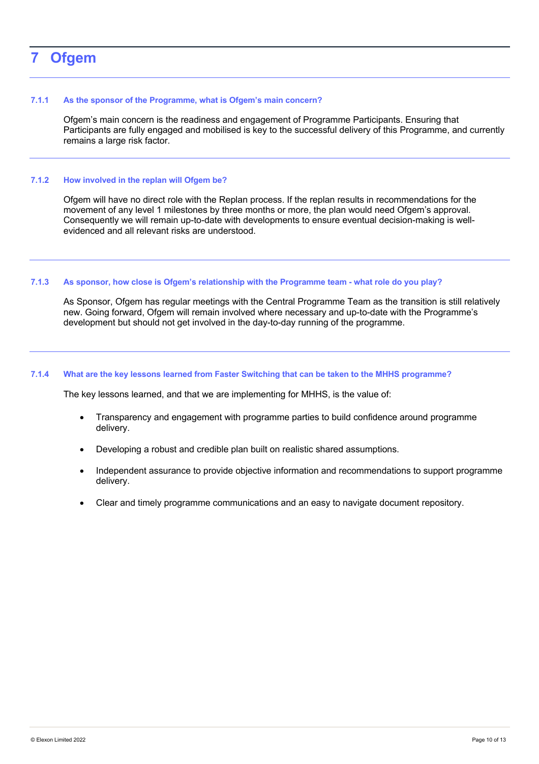# 7 Ofgem

### 7.1.1 As the sponsor of the Programme, what is Ofgem's main concern?

Ofgem's main concern is the readiness and engagement of Programme Participants. Ensuring that Participants are fully engaged and mobilised is key to the successful delivery of this Programme, and currently remains a large risk factor.

### 7.1.2 How involved in the replan will Ofgem be?

Ofgem will have no direct role with the Replan process. If the replan results in recommendations for the movement of any level 1 milestones by three months or more, the plan would need Ofgem's approval. Consequently we will remain up-to-date with developments to ensure eventual decision-making is well-evidenced and all relevant risks are understood.

### 7.1.3 As sponsor, how close is Ofgem's relationship with the Programme team - what role do you play?

As Sponsor, Ofgem has regular meetings with the Central Programme Team as the transition is still relatively new. Going forward, Ofgem will remain involved where necessary and up-to-date with the Programme's development but should not get involved in the day-to-day running of the programme.

### 7.1.4 What are the key lessons learned from Faster Switching that can be taken to the MHHS programme?

The key lessons learned, and that we are implementing for MHHS, is the value of:

- Transparency and engagement with programme parties to build confidence around programme delivery.
- Developing a robust and credible plan built on realistic shared assumptions.
- Independent assurance to provide objective information and recommendations to support programme delivery.
- Clear and timely programme communications and an easy to navigate document repository.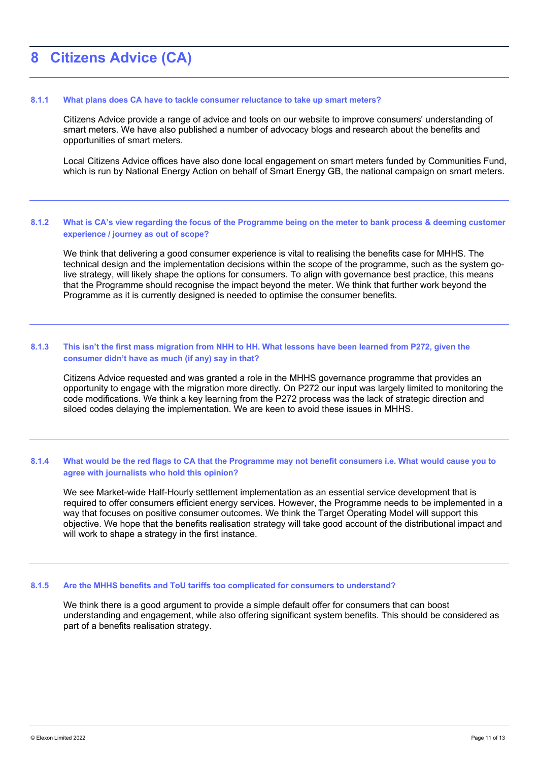# 8 Citizens Advice (CA)

### 8.1.1 What plans does CA have to tackle consumer reluctance to take up smart meters?

Citizens Advice provide a range of advice and tools on our website to improve consumers' understanding of smart meters. We have also published a number of advocacy blogs and research about the benefits and opportunities of smart meters.

Local Citizens Advice offices have also done local engagement on smart meters funded by Communities Fund, which is run by National Energy Action on behalf of Smart Energy GB, the national campaign on smart meters.

### 8.1.2 What is CA's view regarding the focus of the Programme being on the meter to bank process & deeming customer experience / journey as out of scope?

We think that delivering a good consumer experience is vital to realising the benefits case for MHHS. The technical design and the implementation decisions within the scope of the programme, such as the system go-live strategy, will likely shape the options for consumers. To align with governance best practice, this means that the Programme should recognise the impact beyond the meter. We think that further work beyond the Programme as it is currently designed is needed to optimise the consumer benefits.

### 8.1.3 This isn't the first mass migration from NHH to HH. What lessons have been learned from P272, given the consumer didn't have as much (if any) say in that?

Citizens Advice requested and was granted a role in the MHHS governance programme that provides an opportunity to engage with the migration more directly. On P272 our input was largely limited to monitoring the code modifications. We think a key learning from the P272 process was the lack of strategic direction and siloed codes delaying the implementation. We are keen to avoid these issues in MHHS.

### 8.1.4 What would be the red flags to CA that the Programme may not benefit consumers i.e. What would cause you to agree with journalists who hold this opinion?

We see Market-wide Half-Hourly settlement implementation as an essential service development that is required to offer consumers efficient energy services. However, the Programme needs to be implemented in a way that focuses on positive consumer outcomes. We think the Target Operating Model will support this objective. We hope that the benefits realisation strategy will take good account of the distributional impact and will work to shape a strategy in the first instance.

### 8.1.5 Are the MHHS benefits and ToU tariffs too complicated for consumers to understand?

We think there is a good argument to provide a simple default offer for consumers that can boost understanding and engagement, while also offering significant system benefits. This should be considered as part of a benefits realisation strategy.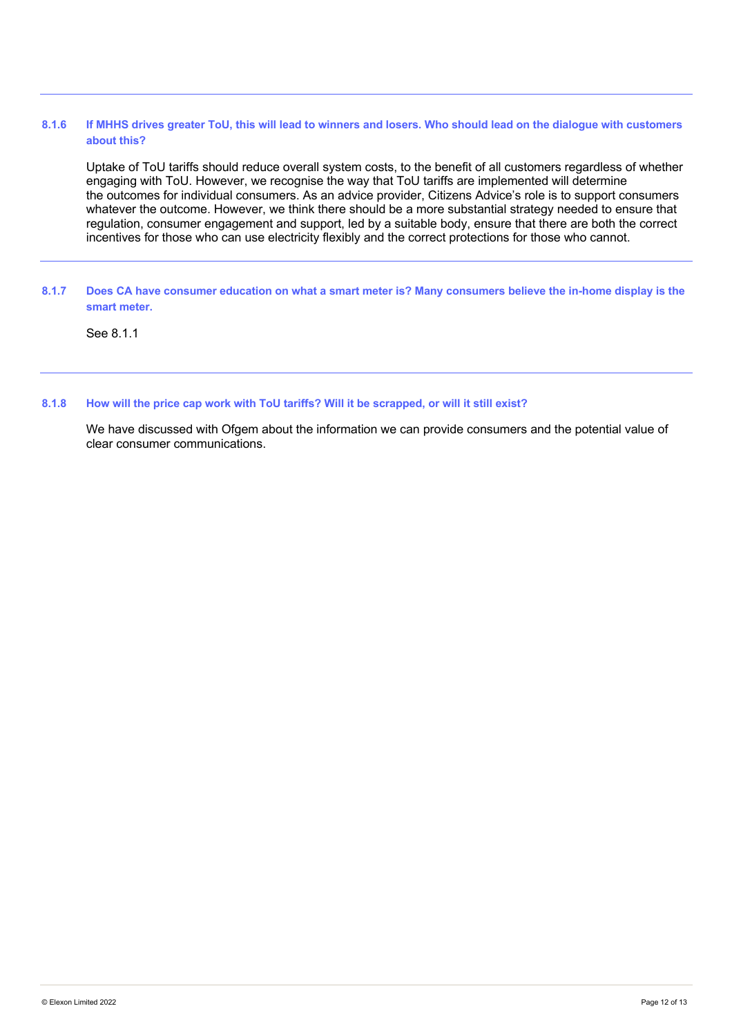#### 8.1.6 If MHHS drives greater ToU, this will lead to winners and losers. Who should lead on the dialogue with customers about this?

Uptake of ToU tariffs should reduce overall system costs, to the benefit of all customers regardless of whether engaging with ToU. However, we recognise the way that ToU tariffs are implemented will determine the outcomes for individual consumers. As an advice provider, Citizens Advice's role is to support consumers whatever the outcome. However, we think there should be a more substantial strategy needed to ensure that regulation, consumer engagement and support, led by a suitable body, ensure that there are both the correct incentives for those who can use electricity flexibly and the correct protections for those who cannot.

#### 8.1.7 Does CA have consumer education on what a smart meter is? Many consumers believe the in-home display is the smart meter.

See 8.1.1

#### 8.1.8 How will the price cap work with ToU tariffs? Will it be scrapped, or will it still exist?

We have discussed with Ofgem about the information we can provide consumers and the potential value of clear consumer communications.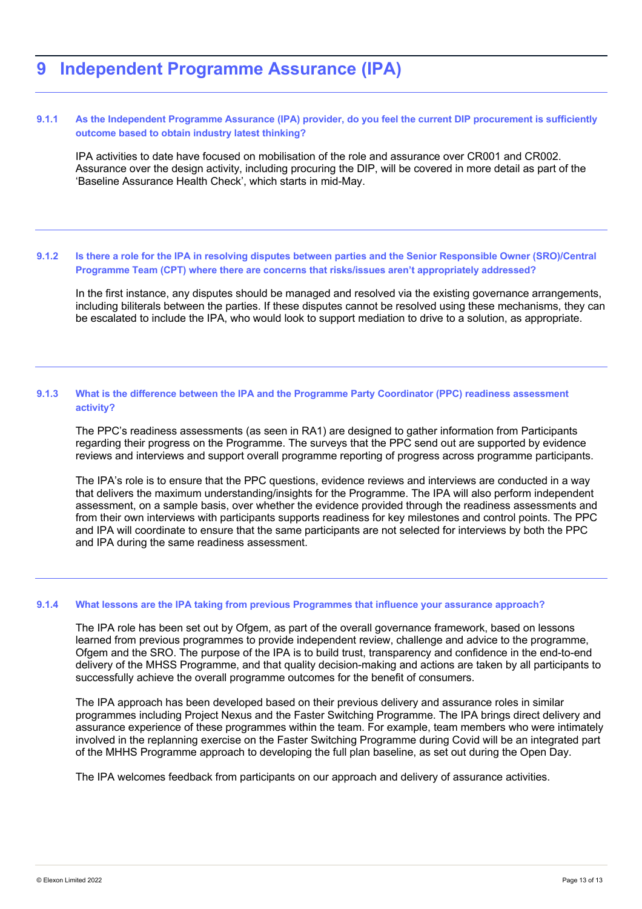# 9 Independent Programme Assurance (IPA)

### 9.1.1 As the Independent Programme Assurance (IPA) provider, do you feel the current DIP procurement is sufficiently outcome based to obtain industry latest thinking?

IPA activities to date have focused on mobilisation of the role and assurance over CR001 and CR002. Assurance over the design activity, including procuring the DIP, will be covered in more detail as part of the 'Baseline Assurance Health Check', which starts in mid-May.

### 9.1.2 Is there a role for the IPA in resolving disputes between parties and the Senior Responsible Owner (SRO)/Central Programme Team (CPT) where there are concerns that risks/issues aren't appropriately addressed?

In the first instance, any disputes should be managed and resolved via the existing governance arrangements, including biliterals between the parties. If these disputes cannot be resolved using these mechanisms, they can be escalated to include the IPA, who would look to support mediation to drive to a solution, as appropriate.

### 9.1.3 What is the difference between the IPA and the Programme Party Coordinator (PPC) readiness assessment activity?

The PPC's readiness assessments (as seen in RA1) are designed to gather information from Participants regarding their progress on the Programme. The surveys that the PPC send out are supported by evidence reviews and interviews and support overall programme reporting of progress across programme participants.

The IPA's role is to ensure that the PPC questions, evidence reviews and interviews are conducted in a way that delivers the maximum understanding/insights for the Programme. The IPA will also perform independent assessment, on a sample basis, over whether the evidence provided through the readiness assessments and from their own interviews with participants supports readiness for key milestones and control points. The PPC and IPA will coordinate to ensure that the same participants are not selected for interviews by both the PPC and IPA during the same readiness assessment.

### 9.1.4 What lessons are the IPA taking from previous Programmes that influence your assurance approach?

The IPA role has been set out by Ofgem, as part of the overall governance framework, based on lessons learned from previous programmes to provide independent review, challenge and advice to the programme, Ofgem and the SRO. The purpose of the IPA is to build trust, transparency and confidence in the end-to-end delivery of the MHSS Programme, and that quality decision-making and actions are taken by all participants to successfully achieve the overall programme outcomes for the benefit of consumers.

The IPA approach has been developed based on their previous delivery and assurance roles in similar programmes including Project Nexus and the Faster Switching Programme. The IPA brings direct delivery and assurance experience of these programmes within the team. For example, team members who were intimately involved in the replanning exercise on the Faster Switching Programme during Covid will be an integrated part of the MHHS Programme approach to developing the full plan baseline, as set out during the Open Day.

The IPA welcomes feedback from participants on our approach and delivery of assurance activities.